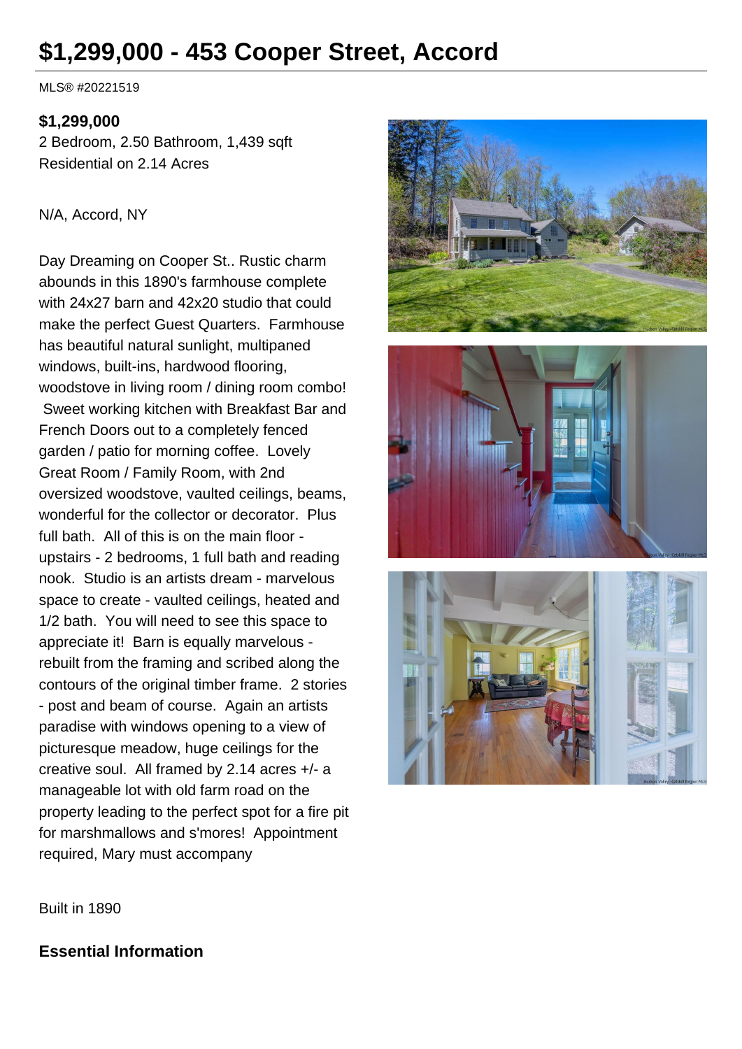# $1,299,000 - 453 Cooper Street, Accord

MLS® #20221519

**$1,299,000**
2 Bedroom, 2.50 Bathroom, 1,439 sqft
Residential on 2.14 Acres

N/A, Accord, NY

Day Dreaming on Cooper St.. Rustic charm abounds in this 1890's farmhouse complete with 24x27 barn and 42x20 studio that could make the perfect Guest Quarters. Farmhouse has beautiful natural sunlight, multipaned windows, built-ins, hardwood flooring, woodstove in living room / dining room combo! Sweet working kitchen with Breakfast Bar and French Doors out to a completely fenced garden / patio for morning coffee. Lovely Great Room / Family Room, with 2nd oversized woodstove, vaulted ceilings, beams, wonderful for the collector or decorator. Plus full bath. All of this is on the main floor - upstairs - 2 bedrooms, 1 full bath and reading nook. Studio is an artists dream - marvelous space to create - vaulted ceilings, heated and 1/2 bath. You will need to see this space to appreciate it! Barn is equally marvelous - rebuilt from the framing and scribed along the contours of the original timber frame. 2 stories - post and beam of course. Again an artists paradise with windows opening to a view of picturesque meadow, huge ceilings for the creative soul. All framed by 2.14 acres +/- a manageable lot with old farm road on the property leading to the perfect spot for a fire pit for marshmallows and s'mores! Appointment required, Mary must accompany

Built in 1890

## Essential Information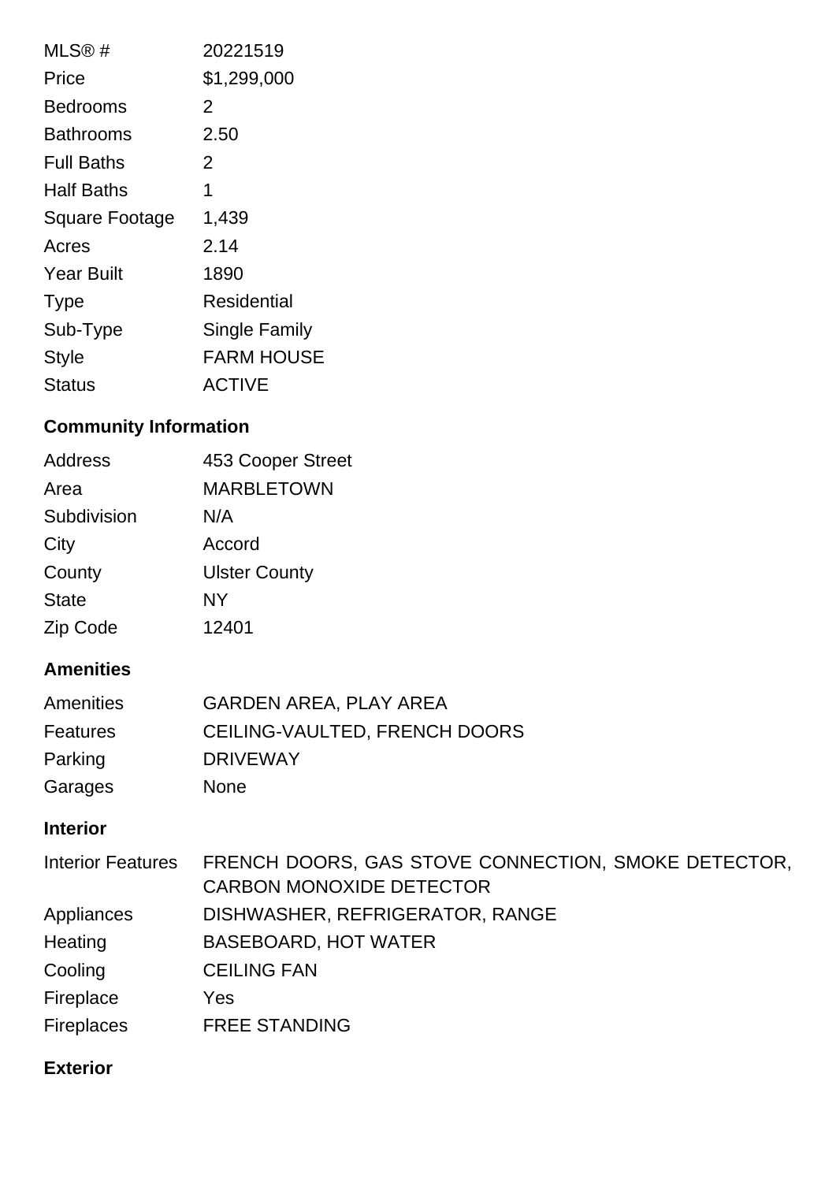| | |
|---|---|
| MLS® # | 20221519 |
| Price | $1,299,000 |
| Bedrooms | 2 |
| Bathrooms | 2.50 |
| Full Baths | 2 |
| Half Baths | 1 |
| Square Footage | 1,439 |
| Acres | 2.14 |
| Year Built | 1890 |
| Type | Residential |
| Sub-Type | Single Family |
| Style | FARM HOUSE |
| Status | ACTIVE |

### Community Information

| | |
|---|---|
| Address | 453 Cooper Street |
| Area | MARBLETOWN |
| Subdivision | N/A |
| City | Accord |
| County | Ulster County |
| State | NY |
| Zip Code | 12401 |

### Amenities

| | |
|---|---|
| Amenities | GARDEN AREA, PLAY AREA |
| Features | CEILING-VAULTED, FRENCH DOORS |
| Parking | DRIVEWAY |
| Garages | None |

### Interior

| | |
|---|---|
| Interior Features | FRENCH DOORS, GAS STOVE CONNECTION, SMOKE DETECTOR, CARBON MONOXIDE DETECTOR |
| Appliances | DISHWASHER, REFRIGERATOR, RANGE |
| Heating | BASEBOARD, HOT WATER |
| Cooling | CEILING FAN |
| Fireplace | Yes |
| Fireplaces | FREE STANDING |

### Exterior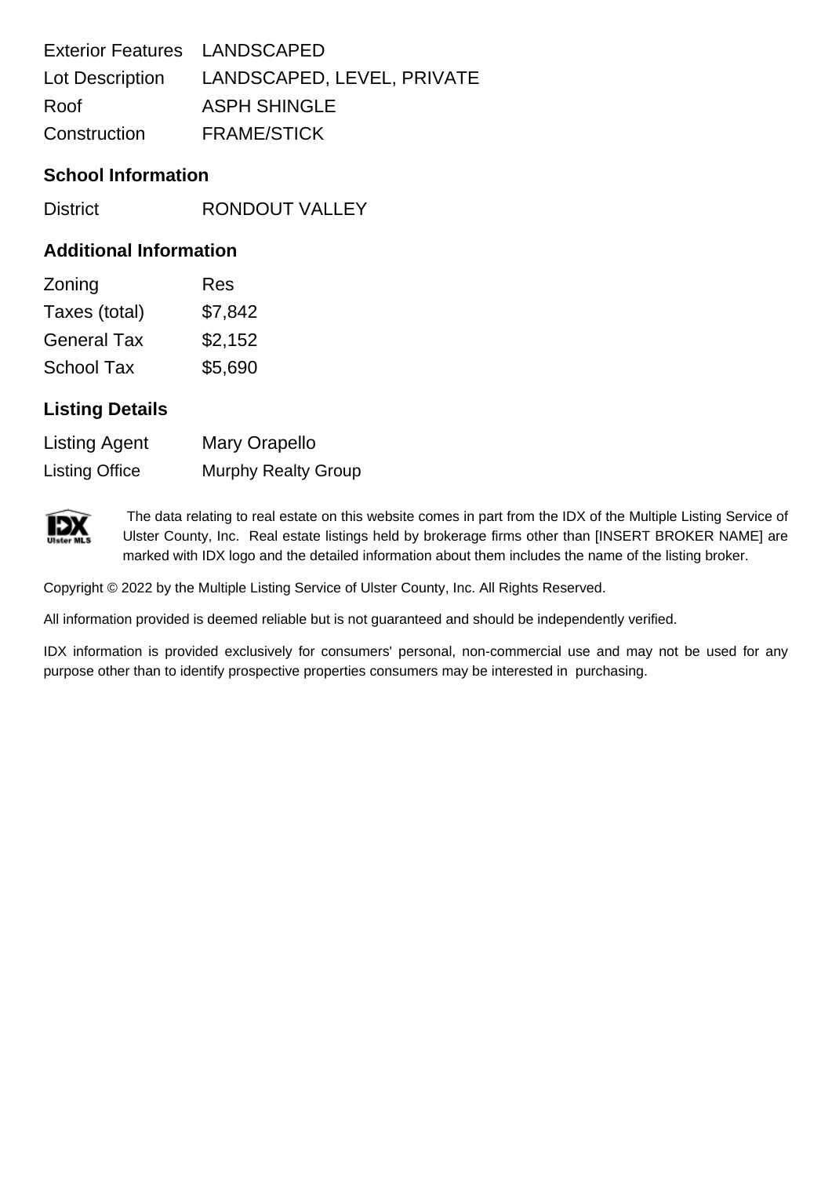| | |
|---|---|
| Exterior Features | LANDSCAPED |
| Lot Description | LANDSCAPED, LEVEL, PRIVATE |
| Roof | ASPH SHINGLE |
| Construction | FRAME/STICK |

### School Information

| | |
|---|---|
| District | RONDOUT VALLEY |

### Additional Information

| | |
|---|---|
| Zoning | Res |
| Taxes (total) | $7,842 |
| General Tax | $2,152 |
| School Tax | $5,690 |

### Listing Details

| | |
|---|---|
| Listing Agent | Mary Orapello |
| Listing Office | Murphy Realty Group |

The data relating to real estate on this website comes in part from the IDX of the Multiple Listing Service of Ulster County, Inc. Real estate listings held by brokerage firms other than [INSERT BROKER NAME] are marked with IDX logo and the detailed information about them includes the name of the listing broker.

Copyright © 2022 by the Multiple Listing Service of Ulster County, Inc. All Rights Reserved.

All information provided is deemed reliable but is not guaranteed and should be independently verified.

IDX information is provided exclusively for consumers' personal, non-commercial use and may not be used for any purpose other than to identify prospective properties consumers may be interested in purchasing.